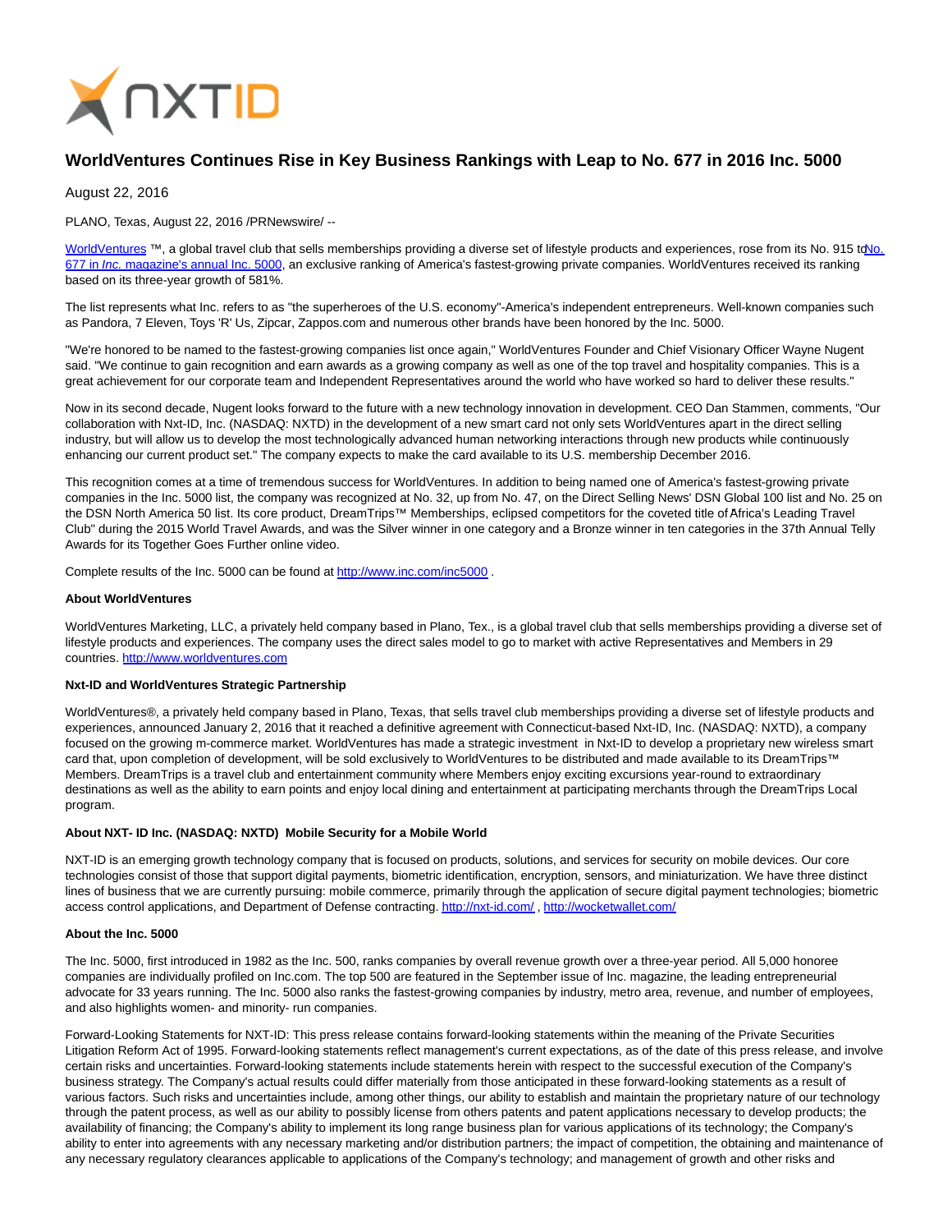# WorldVentures Continues Rise in Key Business Rankings with Leap to No. 677 in 2016 Inc. 5000

August 22, 2016

PLANO, Texas, August 22, 2016 /PRNewswire/ --

WorldVentures ™, a global travel club that sells memberships providing a diverse set of lifestyle products and experiences, rose from its No. 915 to No. 677 in *Inc.* magazine's annual Inc. 5000, an exclusive ranking of America's fastest-growing private companies. WorldVentures received its ranking based on its three-year growth of 581%.

The list represents what Inc. refers to as "the superheroes of the U.S. economy"-America's independent entrepreneurs. Well-known companies such as Pandora, 7 Eleven, Toys 'R' Us, Zipcar, Zappos.com and numerous other brands have been honored by the Inc. 5000.

"We're honored to be named to the fastest-growing companies list once again," WorldVentures Founder and Chief Visionary Officer Wayne Nugent said. "We continue to gain recognition and earn awards as a growing company as well as one of the top travel and hospitality companies. This is a great achievement for our corporate team and Independent Representatives around the world who have worked so hard to deliver these results."

Now in its second decade, Nugent looks forward to the future with a new technology innovation in development. CEO Dan Stammen, comments, "Our collaboration with Nxt-ID, Inc. (NASDAQ: NXTD) in the development of a new smart card not only sets WorldVentures apart in the direct selling industry, but will allow us to develop the most technologically advanced human networking interactions through new products while continuously enhancing our current product set." The company expects to make the card available to its U.S. membership December 2016.

This recognition comes at a time of tremendous success for WorldVentures. In addition to being named one of America's fastest-growing private companies in the Inc. 5000 list, the company was recognized at No. 32, up from No. 47, on the Direct Selling News' DSN Global 100 list and No. 25 on the DSN North America 50 list. Its core product, DreamTrips™ Memberships, eclipsed competitors for the coveted title of Africa's Leading Travel Club" during the 2015 World Travel Awards, and was the Silver winner in one category and a Bronze winner in ten categories in the 37th Annual Telly Awards for its Together Goes Further online video.

Complete results of the Inc. 5000 can be found at http://www.inc.com/inc5000 .

**About WorldVentures**

WorldVentures Marketing, LLC, a privately held company based in Plano, Tex., is a global travel club that sells memberships providing a diverse set of lifestyle products and experiences. The company uses the direct sales model to go to market with active Representatives and Members in 29 countries. http://www.worldventures.com

**Nxt-ID and WorldVentures Strategic Partnership**

WorldVentures®, a privately held company based in Plano, Texas, that sells travel club memberships providing a diverse set of lifestyle products and experiences, announced January 2, 2016 that it reached a definitive agreement with Connecticut-based Nxt-ID, Inc. (NASDAQ: NXTD), a company focused on the growing m-commerce market. WorldVentures has made a strategic investment in Nxt-ID to develop a proprietary new wireless smart card that, upon completion of development, will be sold exclusively to WorldVentures to be distributed and made available to its DreamTrips™ Members. DreamTrips is a travel club and entertainment community where Members enjoy exciting excursions year-round to extraordinary destinations as well as the ability to earn points and enjoy local dining and entertainment at participating merchants through the DreamTrips Local program.

**About NXT- ID Inc. (NASDAQ: NXTD) Mobile Security for a Mobile World**

NXT-ID is an emerging growth technology company that is focused on products, solutions, and services for security on mobile devices. Our core technologies consist of those that support digital payments, biometric identification, encryption, sensors, and miniaturization. We have three distinct lines of business that we are currently pursuing: mobile commerce, primarily through the application of secure digital payment technologies; biometric access control applications, and Department of Defense contracting. http://nxt-id.com/ , http://wocketwallet.com/

**About the Inc. 5000**

The Inc. 5000, first introduced in 1982 as the Inc. 500, ranks companies by overall revenue growth over a three-year period. All 5,000 honoree companies are individually profiled on Inc.com. The top 500 are featured in the September issue of Inc. magazine, the leading entrepreneurial advocate for 33 years running. The Inc. 5000 also ranks the fastest-growing companies by industry, metro area, revenue, and number of employees, and also highlights women- and minority- run companies.

Forward-Looking Statements for NXT-ID: This press release contains forward-looking statements within the meaning of the Private Securities Litigation Reform Act of 1995. Forward-looking statements reflect management's current expectations, as of the date of this press release, and involve certain risks and uncertainties. Forward-looking statements include statements herein with respect to the successful execution of the Company's business strategy. The Company's actual results could differ materially from those anticipated in these forward-looking statements as a result of various factors. Such risks and uncertainties include, among other things, our ability to establish and maintain the proprietary nature of our technology through the patent process, as well as our ability to possibly license from others patents and patent applications necessary to develop products; the availability of financing; the Company's ability to implement its long range business plan for various applications of its technology; the Company's ability to enter into agreements with any necessary marketing and/or distribution partners; the impact of competition, the obtaining and maintenance of any necessary regulatory clearances applicable to applications of the Company's technology; and management of growth and other risks and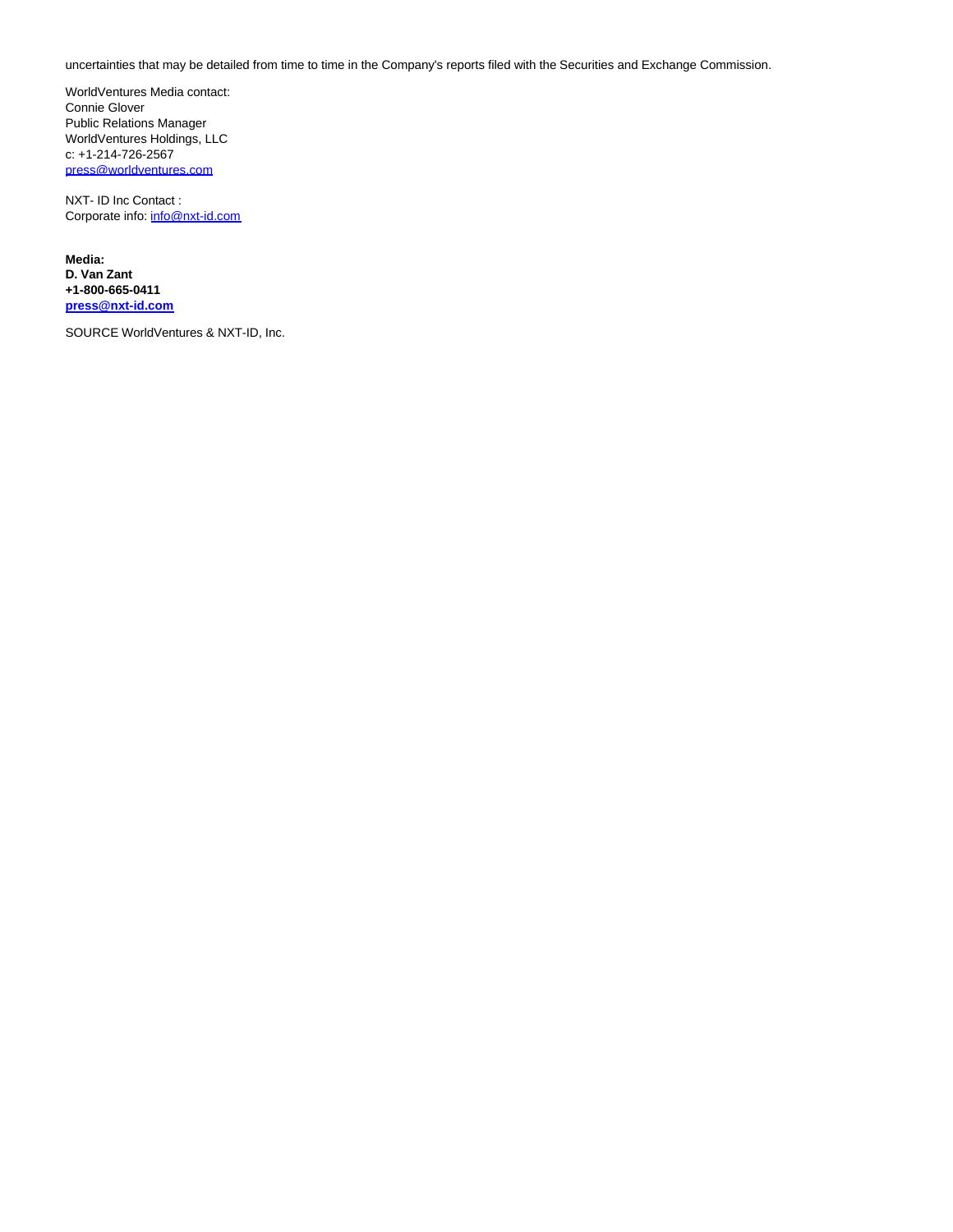uncertainties that may be detailed from time to time in the Company's reports filed with the Securities and Exchange Commission.

WorldVentures Media contact:
Connie Glover
Public Relations Manager
WorldVentures Holdings, LLC
c: +1-214-726-2567
press@worldventures.com

NXT- ID Inc Contact :
Corporate info: info@nxt-id.com

**Media:**
**D. Van Zant**
**+1-800-665-0411**
**press@nxt-id.com**

SOURCE WorldVentures & NXT-ID, Inc.